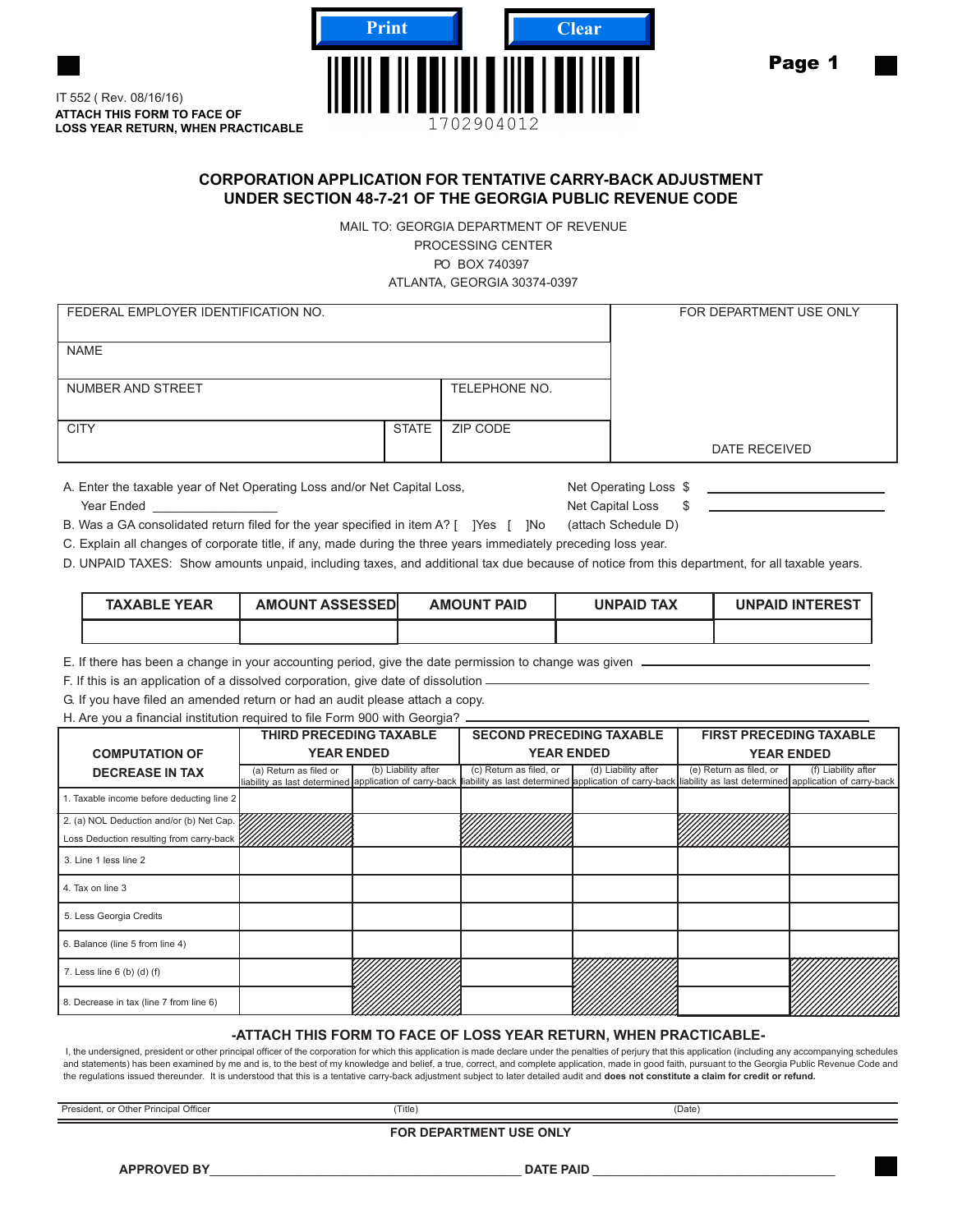IT 552 ( Rev. 08/16/16)
**ATTACH THIS FORM TO FACE OF LOSS YEAR RETURN, WHEN PRACTICABLE**

1702904012

# CORPORATION APPLICATION FOR TENTATIVE CARRY-BACK ADJUSTMENT UNDER SECTION 48-7-21 OF THE GEORGIA PUBLIC REVENUE CODE

MAIL TO: GEORGIA DEPARTMENT OF REVENUE
PROCESSING CENTER
PO BOX 740397
ATLANTA, GEORGIA 30374-0397

| FEDERAL EMPLOYER IDENTIFICATION NO. | | | FOR DEPARTMENT USE ONLY |
|---|---|---|---|
| NAME | | | |
| NUMBER AND STREET | | TELEPHONE NO. | |
| CITY | STATE | ZIP CODE | DATE RECEIVED |

A. Enter the taxable year of Net Operating Loss and/or Net Capital Loss, Year Ended ______________ Net Operating Loss $ ______________ Net Capital Loss $ ______________

B. Was a GA consolidated return filed for the year specified in item A? [ ]Yes [ ]No (attach Schedule D)

C. Explain all changes of corporate title, if any, made during the three years immediately preceding loss year.

D. UNPAID TAXES: Show amounts unpaid, including taxes, and additional tax due because of notice from this department, for all taxable years.

| TAXABLE YEAR | AMOUNT ASSESSED | AMOUNT PAID | UNPAID TAX | UNPAID INTEREST |
|---|---|---|---|---|
| | | | | |

E. If there has been a change in your accounting period, give the date permission to change was given ______________

F. If this is an application of a dissolved corporation, give date of dissolution ______________

G. If you have filed an amended return or had an audit please attach a copy.

H. Are you a financial institution required to file Form 900 with Georgia? ______________

| COMPUTATION OF DECREASE IN TAX | THIRD PRECEDING TAXABLE YEAR ENDED | | SECOND PRECEDING TAXABLE YEAR ENDED | | FIRST PRECEDING TAXABLE YEAR ENDED | |
|---|---|---|---|---|---|---|
| | (a) Return as filed or liability as last determined | (b) Liability after application of carry-back | (c) Return as filed, or liability as last determined | (d) Liability after application of carry-back | (e) Return as filed, or liability as last determined | (f) Liability after application of carry-back |
| 1. Taxable income before deducting line 2 | | | | | | |
| 2. (a) NOL Deduction and/or (b) Net Cap. Loss Deduction resulting from carry-back | | | | | | |
| 3. Line 1 less line 2 | | | | | | |
| 4. Tax on line 3 | | | | | | |
| 5. Less Georgia Credits | | | | | | |
| 6. Balance (line 5 from line 4) | | | | | | |
| 7. Less line 6 (b) (d) (f) | | | | | | |
| 8. Decrease in tax (line 7 from line 6) | | | | | | |

**-ATTACH THIS FORM TO FACE OF LOSS YEAR RETURN, WHEN PRACTICABLE-**

I, the undersigned, president or other principal officer of the corporation for which this application is made declare under the penalties of perjury that this application (including any accompanying schedules and statements) has been examined by me and is, to the best of my knowledge and belief, a true, correct, and complete application, made in good faith, pursuant to the Georgia Public Revenue Code and the regulations issued thereunder. It is understood that this is a tentative carry-back adjustment subject to later detailed audit and **does not constitute a claim for credit or refund.**

President, or Other Principal Officer (Title) (Date)

**FOR DEPARTMENT USE ONLY**

**APPROVED BY** ______________ **DATE PAID** ______________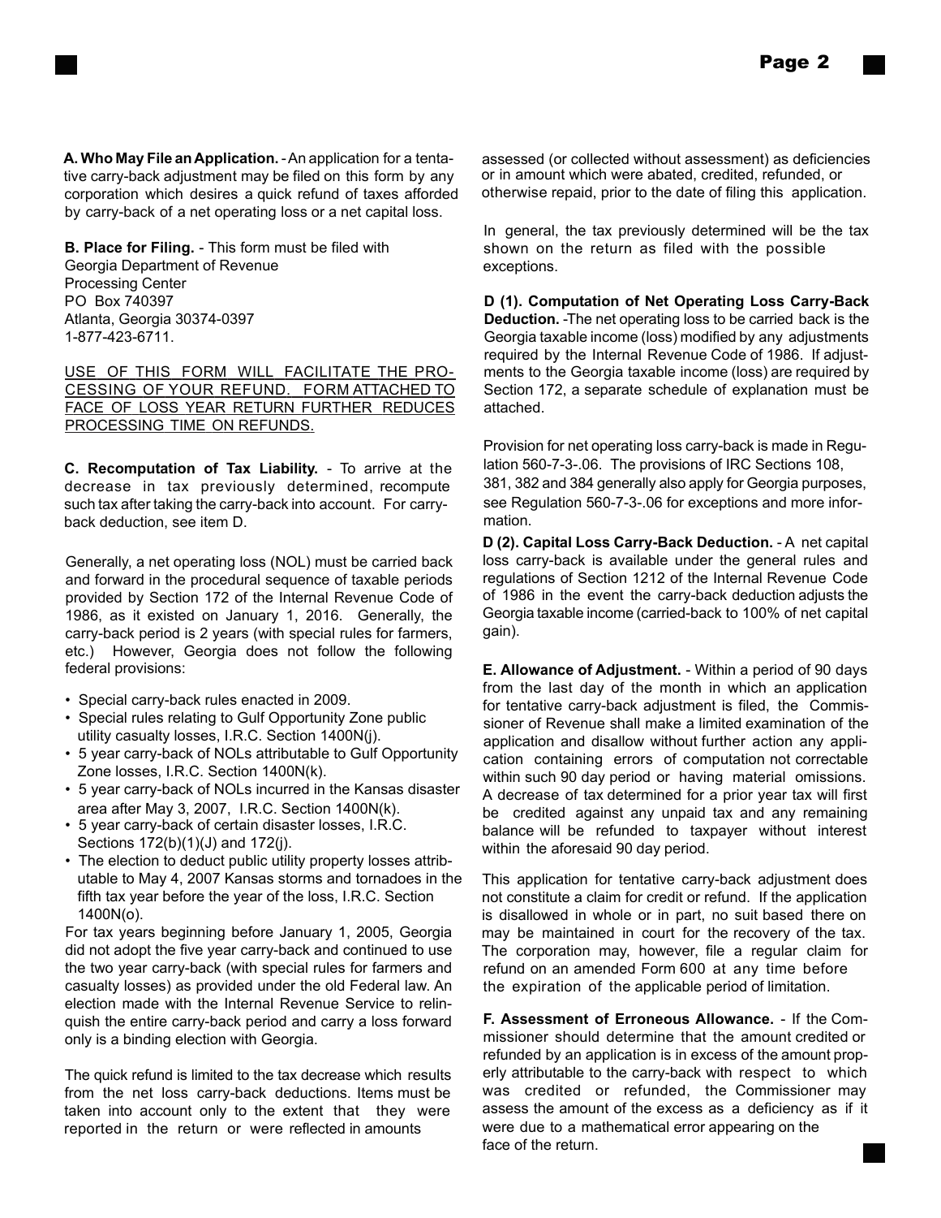**A. Who May File an Application.** - An application for a tentative carry-back adjustment may be filed on this form by any corporation which desires a quick refund of taxes afforded by carry-back of a net operating loss or a net capital loss.

**B. Place for Filing.** - This form must be filed with
Georgia Department of Revenue
Processing Center
PO Box 740397
Atlanta, Georgia 30374-0397
1-877-423-6711.

<u>USE OF THIS FORM WILL FACILITATE THE PROCESSING OF YOUR REFUND. FORM ATTACHED TO FACE OF LOSS YEAR RETURN FURTHER REDUCES PROCESSING TIME ON REFUNDS.</u>

**C. Recomputation of Tax Liability.** - To arrive at the decrease in tax previously determined, recompute such tax after taking the carry-back into account. For carry-back deduction, see item D.

Generally, a net operating loss (NOL) must be carried back and forward in the procedural sequence of taxable periods provided by Section 172 of the Internal Revenue Code of 1986, as it existed on January 1, 2016. Generally, the carry-back period is 2 years (with special rules for farmers, etc.) However, Georgia does not follow the following federal provisions:

- Special carry-back rules enacted in 2009.
- Special rules relating to Gulf Opportunity Zone public utility casualty losses, I.R.C. Section 1400N(j).
- 5 year carry-back of NOLs attributable to Gulf Opportunity Zone losses, I.R.C. Section 1400N(k).
- 5 year carry-back of NOLs incurred in the Kansas disaster area after May 3, 2007, I.R.C. Section 1400N(k).
- 5 year carry-back of certain disaster losses, I.R.C. Sections 172(b)(1)(J) and 172(j).
- The election to deduct public utility property losses attributable to May 4, 2007 Kansas storms and tornadoes in the fifth tax year before the year of the loss, I.R.C. Section 1400N(o).

For tax years beginning before January 1, 2005, Georgia did not adopt the five year carry-back and continued to use the two year carry-back (with special rules for farmers and casualty losses) as provided under the old Federal law. An election made with the Internal Revenue Service to relinquish the entire carry-back period and carry a loss forward only is a binding election with Georgia.

The quick refund is limited to the tax decrease which results from the net loss carry-back deductions. Items must be taken into account only to the extent that they were reported in the return or were reflected in amounts assessed (or collected without assessment) as deficiencies or in amount which were abated, credited, refunded, or otherwise repaid, prior to the date of filing this application.

In general, the tax previously determined will be the tax shown on the return as filed with the possible exceptions.

**D (1). Computation of Net Operating Loss Carry-Back Deduction.** -The net operating loss to be carried back is the Georgia taxable income (loss) modified by any adjustments required by the Internal Revenue Code of 1986. If adjustments to the Georgia taxable income (loss) are required by Section 172, a separate schedule of explanation must be attached.

Provision for net operating loss carry-back is made in Regulation 560-7-3-.06. The provisions of IRC Sections 108, 381, 382 and 384 generally also apply for Georgia purposes, see Regulation 560-7-3-.06 for exceptions and more information.

**D (2). Capital Loss Carry-Back Deduction.** - A net capital loss carry-back is available under the general rules and regulations of Section 1212 of the Internal Revenue Code of 1986 in the event the carry-back deduction adjusts the Georgia taxable income (carried-back to 100% of net capital gain).

**E. Allowance of Adjustment.** - Within a period of 90 days from the last day of the month in which an application for tentative carry-back adjustment is filed, the Commissioner of Revenue shall make a limited examination of the application and disallow without further action any application containing errors of computation not correctable within such 90 day period or having material omissions. A decrease of tax determined for a prior year tax will first be credited against any unpaid tax and any remaining balance will be refunded to taxpayer without interest within the aforesaid 90 day period.

This application for tentative carry-back adjustment does not constitute a claim for credit or refund. If the application is disallowed in whole or in part, no suit based there on may be maintained in court for the recovery of the tax. The corporation may, however, file a regular claim for refund on an amended Form 600 at any time before the expiration of the applicable period of limitation.

**F. Assessment of Erroneous Allowance.** - If the Commissioner should determine that the amount credited or refunded by an application is in excess of the amount properly attributable to the carry-back with respect to which was credited or refunded, the Commissioner may assess the amount of the excess as a deficiency as if it were due to a mathematical error appearing on the face of the return.